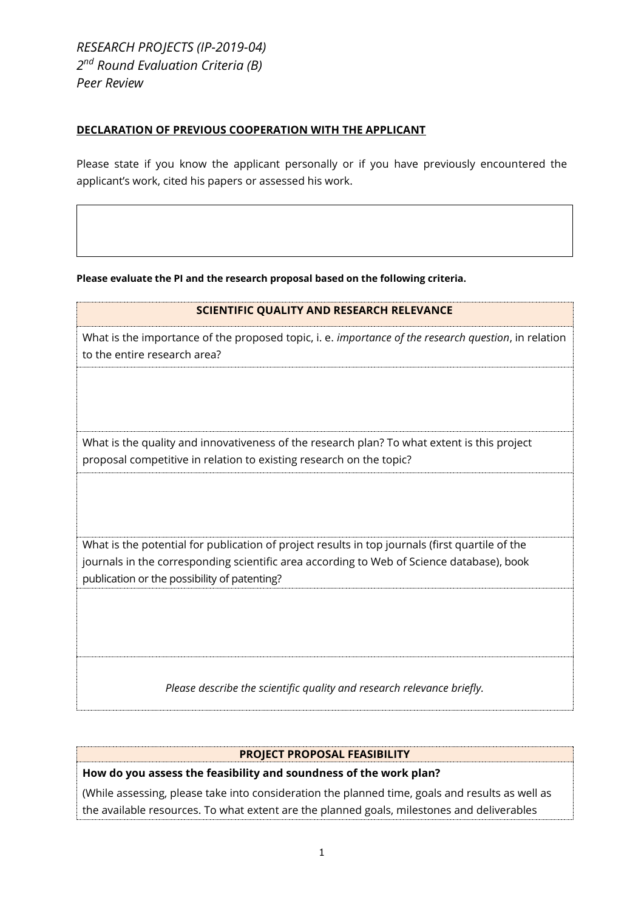*RESEARCH PROJECTS (IP-2019-04)*
*2nd Round Evaluation Criteria (B)*
*Peer Review*

**DECLARATION OF PREVIOUS COOPERATION WITH THE APPLICANT**

Please state if you know the applicant personally or if you have previously encountered the applicant's work, cited his papers or assessed his work.

| |
|---|
| |

**Please evaluate the PI and the research proposal based on the following criteria.**

| **SCIENTIFIC QUALITY AND RESEARCH RELEVANCE** |
|---|
| What is the importance of the proposed topic, i. e. *importance of the research question*, in relation to the entire research area? |
| |
| What is the quality and innovativeness of the research plan? To what extent is this project proposal competitive in relation to existing research on the topic? |
| |
| What is the potential for publication of project results in top journals (first quartile of the journals in the corresponding scientific area according to Web of Science database), book publication or the possibility of patenting? |
| |
| *Please describe the scientific quality and research relevance briefly.* |

| **PROJECT PROPOSAL FEASIBILITY** |
|---|
| **How do you assess the feasibility and soundness of the work plan?** (While assessing, please take into consideration the planned time, goals and results as well as the available resources. To what extent are the planned goals, milestones and deliverables |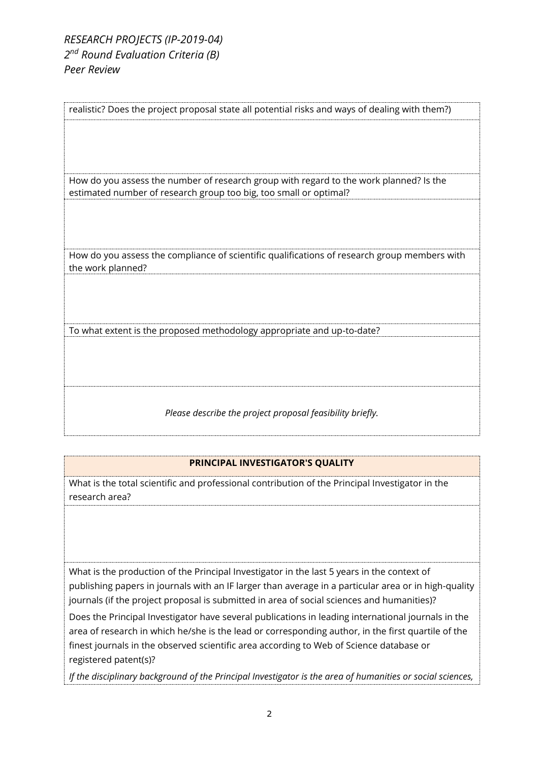realistic? Does the project proposal state all potential risks and ways of dealing with them?)

How do you assess the number of research group with regard to the work planned? Is the estimated number of research group too big, too small or optimal?

How do you assess the compliance of scientific qualifications of research group members with the work planned?

To what extent is the proposed methodology appropriate and up-to-date?

*Please describe the project proposal feasibility briefly.*

| **PRINCIPAL INVESTIGATOR'S QUALITY** |
|---|
| What is the total scientific and professional contribution of the Principal Investigator in the research area? |
| |
| What is the production of the Principal Investigator in the last 5 years in the context of publishing papers in journals with an IF larger than average in a particular area or in high-quality journals (if the project proposal is submitted in area of social sciences and humanities)?<br><br>Does the Principal Investigator have several publications in leading international journals in the area of research in which he/she is the lead or corresponding author, in the first quartile of the finest journals in the observed scientific area according to Web of Science database or registered patent(s)?<br><br>*If the disciplinary background of the Principal Investigator is the area of humanities or social sciences,* |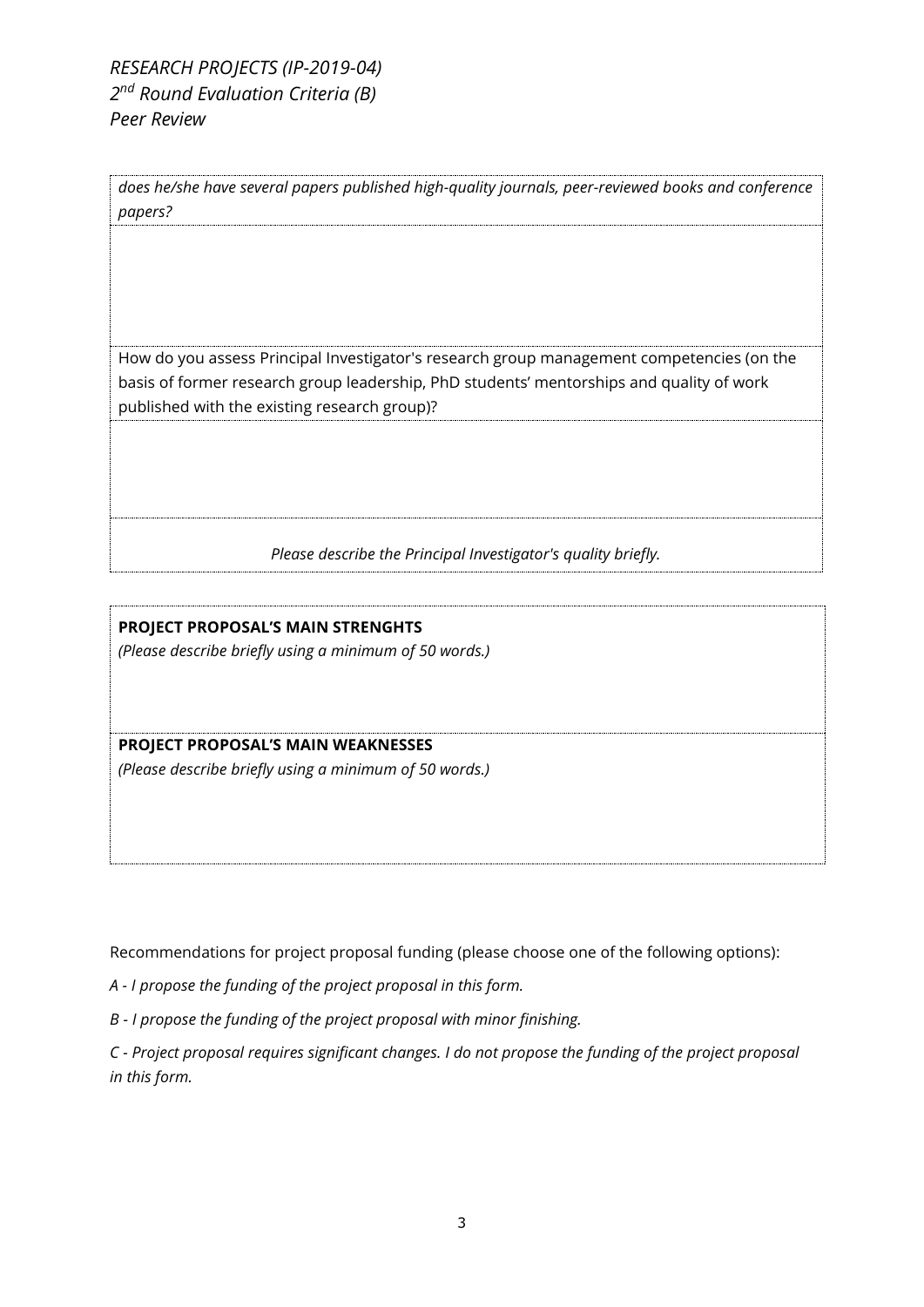*does he/she have several papers published high-quality journals, peer-reviewed books and conference papers?*

How do you assess Principal Investigator's research group management competencies (on the basis of former research group leadership, PhD students' mentorships and quality of work published with the existing research group)?

*Please describe the Principal Investigator's quality briefly.*

**PROJECT PROPOSAL'S MAIN STRENGHTS**

*(Please describe briefly using a minimum of 50 words.)*

**PROJECT PROPOSAL'S MAIN WEAKNESSES**

*(Please describe briefly using a minimum of 50 words.)*

Recommendations for project proposal funding (please choose one of the following options):

*A - I propose the funding of the project proposal in this form.*

*B - I propose the funding of the project proposal with minor finishing.*

*C - Project proposal requires significant changes. I do not propose the funding of the project proposal in this form.*